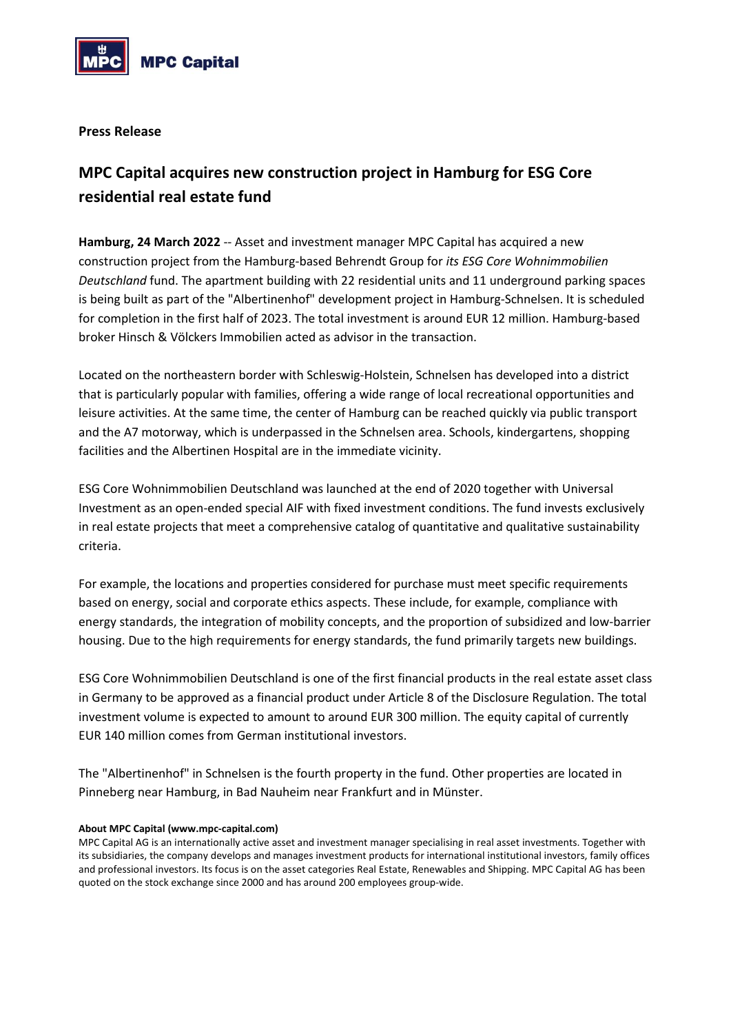**Press Release**

# MPC Capital acquires new construction project in Hamburg for ESG Core residential real estate fund

**Hamburg, 24 March 2022** -- Asset and investment manager MPC Capital has acquired a new construction project from the Hamburg-based Behrendt Group for *its ESG Core Wohnimmobilien Deutschland* fund. The apartment building with 22 residential units and 11 underground parking spaces is being built as part of the "Albertinenhof" development project in Hamburg-Schnelsen. It is scheduled for completion in the first half of 2023. The total investment is around EUR 12 million. Hamburg-based broker Hinsch & Völckers Immobilien acted as advisor in the transaction.

Located on the northeastern border with Schleswig-Holstein, Schnelsen has developed into a district that is particularly popular with families, offering a wide range of local recreational opportunities and leisure activities. At the same time, the center of Hamburg can be reached quickly via public transport and the A7 motorway, which is underpassed in the Schnelsen area. Schools, kindergartens, shopping facilities and the Albertinen Hospital are in the immediate vicinity.

ESG Core Wohnimmobilien Deutschland was launched at the end of 2020 together with Universal Investment as an open-ended special AIF with fixed investment conditions. The fund invests exclusively in real estate projects that meet a comprehensive catalog of quantitative and qualitative sustainability criteria.

For example, the locations and properties considered for purchase must meet specific requirements based on energy, social and corporate ethics aspects. These include, for example, compliance with energy standards, the integration of mobility concepts, and the proportion of subsidized and low-barrier housing. Due to the high requirements for energy standards, the fund primarily targets new buildings.

ESG Core Wohnimmobilien Deutschland is one of the first financial products in the real estate asset class in Germany to be approved as a financial product under Article 8 of the Disclosure Regulation. The total investment volume is expected to amount to around EUR 300 million. The equity capital of currently EUR 140 million comes from German institutional investors.

The "Albertinenhof" in Schnelsen is the fourth property in the fund. Other properties are located in Pinneberg near Hamburg, in Bad Nauheim near Frankfurt and in Münster.

**About MPC Capital (www.mpc-capital.com)**

MPC Capital AG is an internationally active asset and investment manager specialising in real asset investments. Together with its subsidiaries, the company develops and manages investment products for international institutional investors, family offices and professional investors. Its focus is on the asset categories Real Estate, Renewables and Shipping. MPC Capital AG has been quoted on the stock exchange since 2000 and has around 200 employees group-wide.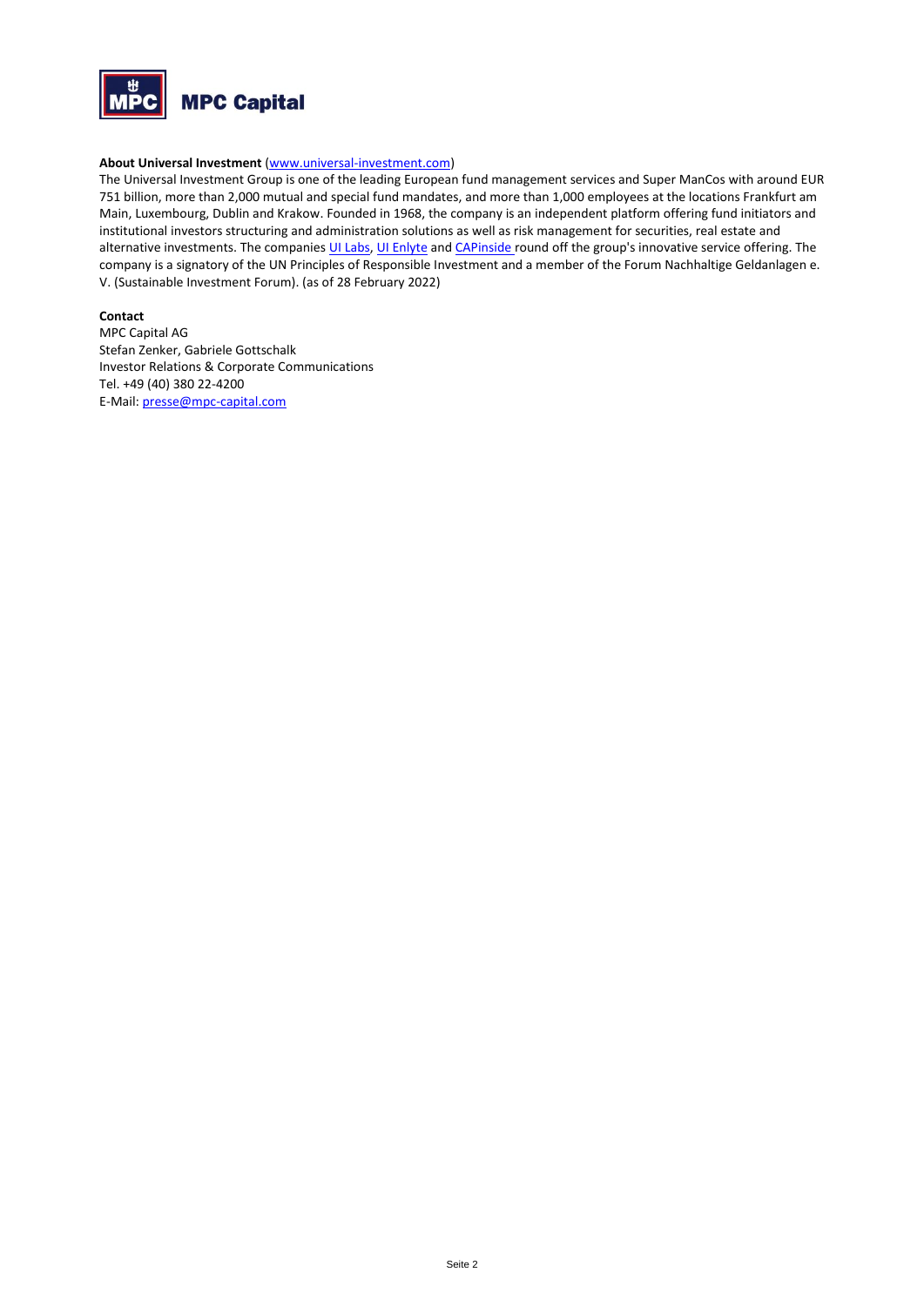**About Universal Investment** (www.universal-investment.com)
The Universal Investment Group is one of the leading European fund management services and Super ManCos with around EUR 751 billion, more than 2,000 mutual and special fund mandates, and more than 1,000 employees at the locations Frankfurt am Main, Luxembourg, Dublin and Krakow. Founded in 1968, the company is an independent platform offering fund initiators and institutional investors structuring and administration solutions as well as risk management for securities, real estate and alternative investments. The companies UI Labs, UI Enlyte and CAPinside round off the group's innovative service offering. The company is a signatory of the UN Principles of Responsible Investment and a member of the Forum Nachhaltige Geldanlagen e. V. (Sustainable Investment Forum). (as of 28 February 2022)

**Contact**
MPC Capital AG
Stefan Zenker, Gabriele Gottschalk
Investor Relations & Corporate Communications
Tel. +49 (40) 380 22-4200
E-Mail: presse@mpc-capital.com